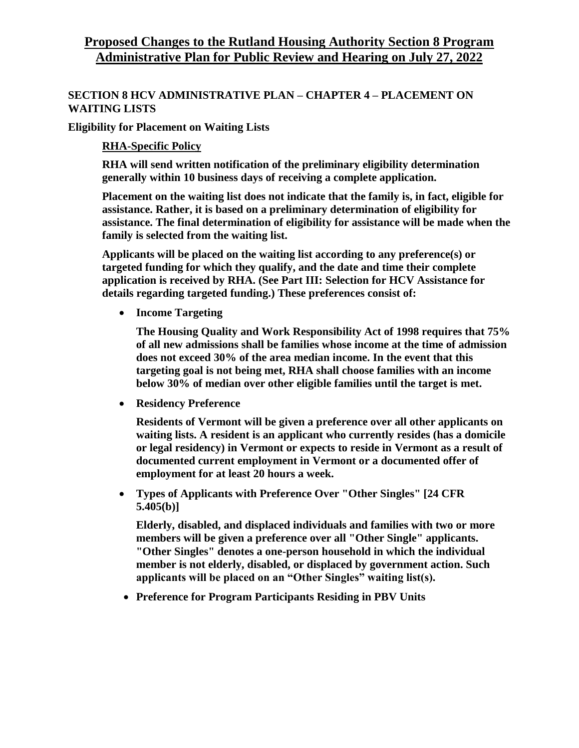# Proposed Changes to the Rutland Housing Authority Section 8 Program Administrative Plan for Public Review and Hearing on July 27, 2022

## SECTION 8 HCV ADMINISTRATIVE PLAN – CHAPTER 4 – PLACEMENT ON WAITING LISTS

**Eligibility for Placement on Waiting Lists**

**RHA-Specific Policy**

**RHA will send written notification of the preliminary eligibility determination generally within 10 business days of receiving a complete application.**

**Placement on the waiting list does not indicate that the family is, in fact, eligible for assistance. Rather, it is based on a preliminary determination of eligibility for assistance. The final determination of eligibility for assistance will be made when the family is selected from the waiting list.**

**Applicants will be placed on the waiting list according to any preference(s) or targeted funding for which they qualify, and the date and time their complete application is received by RHA. (See Part III: Selection for HCV Assistance for details regarding targeted funding.) These preferences consist of:**

- **Income Targeting**

  **The Housing Quality and Work Responsibility Act of 1998 requires that 75% of all new admissions shall be families whose income at the time of admission does not exceed 30% of the area median income. In the event that this targeting goal is not being met, RHA shall choose families with an income below 30% of median over other eligible families until the target is met.**

- **Residency Preference**

  **Residents of Vermont will be given a preference over all other applicants on waiting lists. A resident is an applicant who currently resides (has a domicile or legal residency) in Vermont or expects to reside in Vermont as a result of documented current employment in Vermont or a documented offer of employment for at least 20 hours a week.**

- **Types of Applicants with Preference Over "Other Singles" [24 CFR 5.405(b)]**

  **Elderly, disabled, and displaced individuals and families with two or more members will be given a preference over all "Other Single" applicants. "Other Singles" denotes a one-person household in which the individual member is not elderly, disabled, or displaced by government action. Such applicants will be placed on an "Other Singles" waiting list(s).**

- **Preference for Program Participants Residing in PBV Units**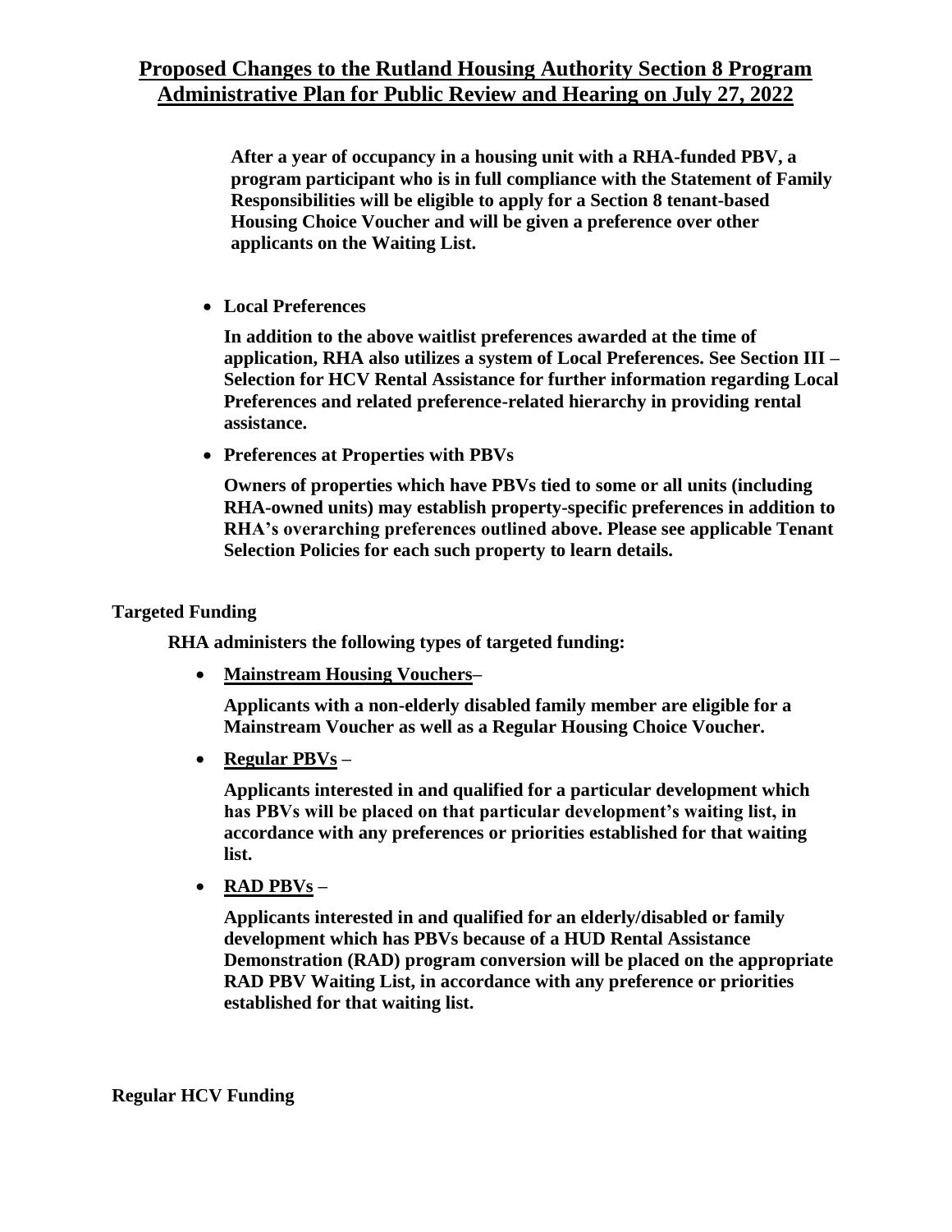After a year of occupancy in a housing unit with a RHA-funded PBV, a program participant who is in full compliance with the Statement of Family Responsibilities will be eligible to apply for a Section 8 tenant-based Housing Choice Voucher and will be given a preference over other applicants on the Waiting List.

- **Local Preferences**

  **In addition to the above waitlist preferences awarded at the time of application, RHA also utilizes a system of Local Preferences. See Section III – Selection for HCV Rental Assistance for further information regarding Local Preferences and related preference-related hierarchy in providing rental assistance.**

- **Preferences at Properties with PBVs**

  **Owners of properties which have PBVs tied to some or all units (including RHA-owned units) may establish property-specific preferences in addition to RHA's overarching preferences outlined above. Please see applicable Tenant Selection Policies for each such property to learn details.**

**Targeted Funding**

**RHA administers the following types of targeted funding:**

- **Mainstream Housing Vouchers–**

  **Applicants with a non-elderly disabled family member are eligible for a Mainstream Voucher as well as a Regular Housing Choice Voucher.**

- **Regular PBVs –**

  **Applicants interested in and qualified for a particular development which has PBVs will be placed on that particular development's waiting list, in accordance with any preferences or priorities established for that waiting list.**

- **RAD PBVs –**

  **Applicants interested in and qualified for an elderly/disabled or family development which has PBVs because of a HUD Rental Assistance Demonstration (RAD) program conversion will be placed on the appropriate RAD PBV Waiting List, in accordance with any preference or priorities established for that waiting list.**

**Regular HCV Funding**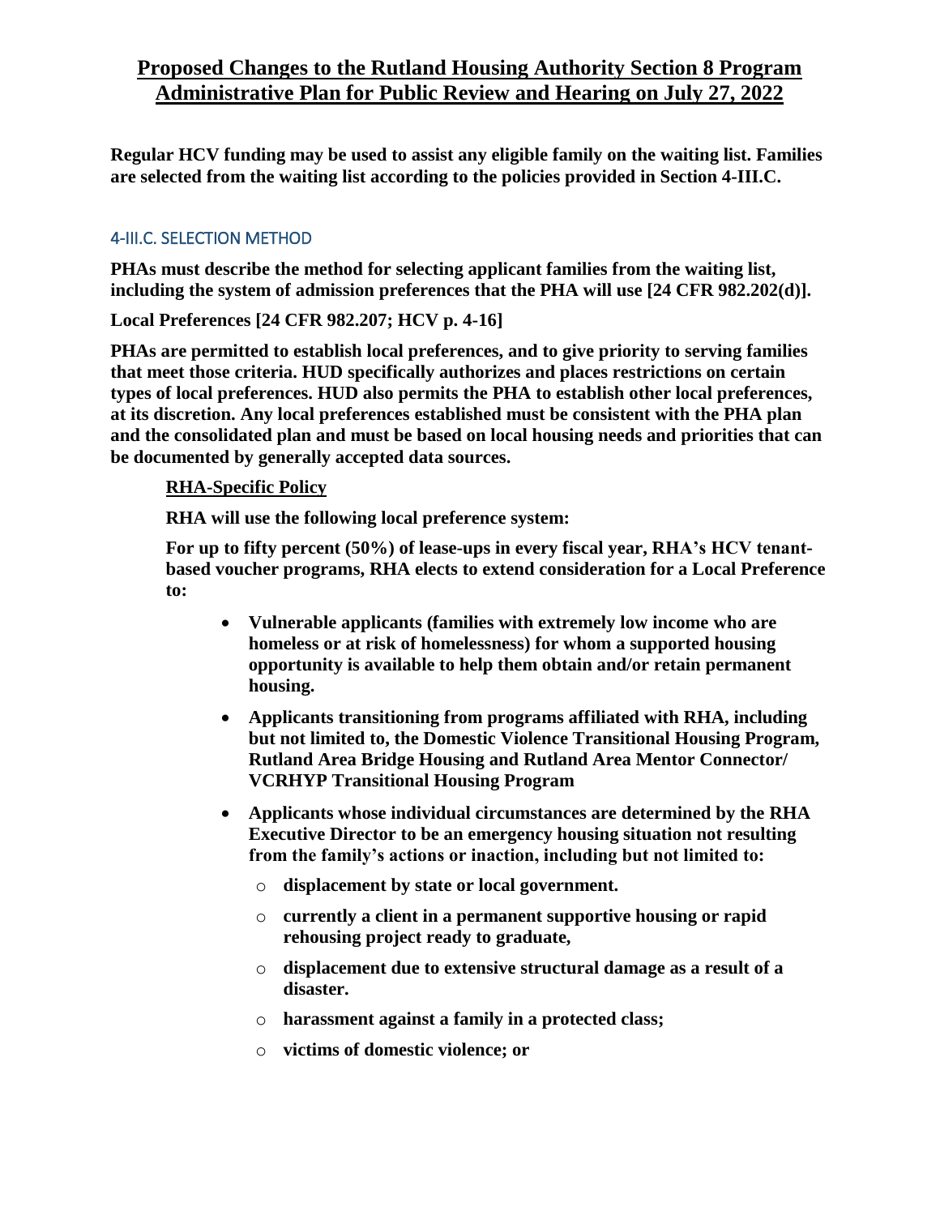# Proposed Changes to the Rutland Housing Authority Section 8 Program Administrative Plan for Public Review and Hearing on July 27, 2022

**Regular HCV funding may be used to assist any eligible family on the waiting list. Families are selected from the waiting list according to the policies provided in Section 4-III.C.**

## 4-III.C. SELECTION METHOD

**PHAs must describe the method for selecting applicant families from the waiting list, including the system of admission preferences that the PHA will use [24 CFR 982.202(d)].**

**Local Preferences [24 CFR 982.207; HCV p. 4-16]**

**PHAs are permitted to establish local preferences, and to give priority to serving families that meet those criteria. HUD specifically authorizes and places restrictions on certain types of local preferences. HUD also permits the PHA to establish other local preferences, at its discretion. Any local preferences established must be consistent with the PHA plan and the consolidated plan and must be based on local housing needs and priorities that can be documented by generally accepted data sources.**

**RHA-Specific Policy**

**RHA will use the following local preference system:**

**For up to fifty percent (50%) of lease-ups in every fiscal year, RHA's HCV tenant-based voucher programs, RHA elects to extend consideration for a Local Preference to:**

- **Vulnerable applicants (families with extremely low income who are homeless or at risk of homelessness) for whom a supported housing opportunity is available to help them obtain and/or retain permanent housing.**
- **Applicants transitioning from programs affiliated with RHA, including but not limited to, the Domestic Violence Transitional Housing Program, Rutland Area Bridge Housing and Rutland Area Mentor Connector/ VCRHYP Transitional Housing Program**
- **Applicants whose individual circumstances are determined by the RHA Executive Director to be an emergency housing situation not resulting from the family's actions or inaction, including but not limited to:**
  - **displacement by state or local government.**
  - **currently a client in a permanent supportive housing or rapid rehousing project ready to graduate,**
  - **displacement due to extensive structural damage as a result of a disaster.**
  - **harassment against a family in a protected class;**
  - **victims of domestic violence; or**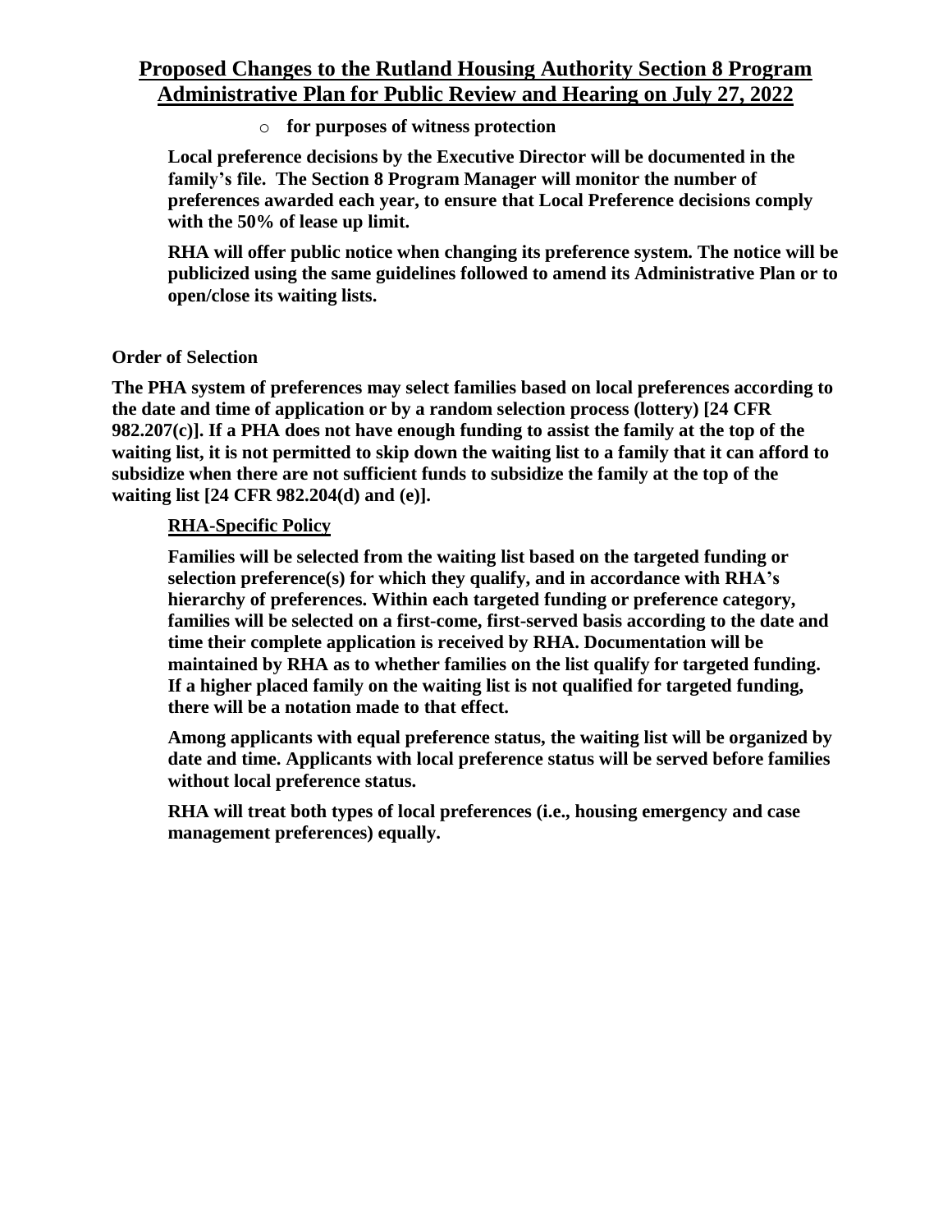# Proposed Changes to the Rutland Housing Authority Section 8 Program Administrative Plan for Public Review and Hearing on July 27, 2022

- **for purposes of witness protection**

**Local preference decisions by the Executive Director will be documented in the family's file. The Section 8 Program Manager will monitor the number of preferences awarded each year, to ensure that Local Preference decisions comply with the 50% of lease up limit.**

**RHA will offer public notice when changing its preference system. The notice will be publicized using the same guidelines followed to amend its Administrative Plan or to open/close its waiting lists.**

**Order of Selection**

**The PHA system of preferences may select families based on local preferences according to the date and time of application or by a random selection process (lottery) [24 CFR 982.207(c)]. If a PHA does not have enough funding to assist the family at the top of the waiting list, it is not permitted to skip down the waiting list to a family that it can afford to subsidize when there are not sufficient funds to subsidize the family at the top of the waiting list [24 CFR 982.204(d) and (e)].**

**RHA-Specific Policy**

**Families will be selected from the waiting list based on the targeted funding or selection preference(s) for which they qualify, and in accordance with RHA's hierarchy of preferences. Within each targeted funding or preference category, families will be selected on a first-come, first-served basis according to the date and time their complete application is received by RHA. Documentation will be maintained by RHA as to whether families on the list qualify for targeted funding. If a higher placed family on the waiting list is not qualified for targeted funding, there will be a notation made to that effect.**

**Among applicants with equal preference status, the waiting list will be organized by date and time. Applicants with local preference status will be served before families without local preference status.**

**RHA will treat both types of local preferences (i.e., housing emergency and case management preferences) equally.**